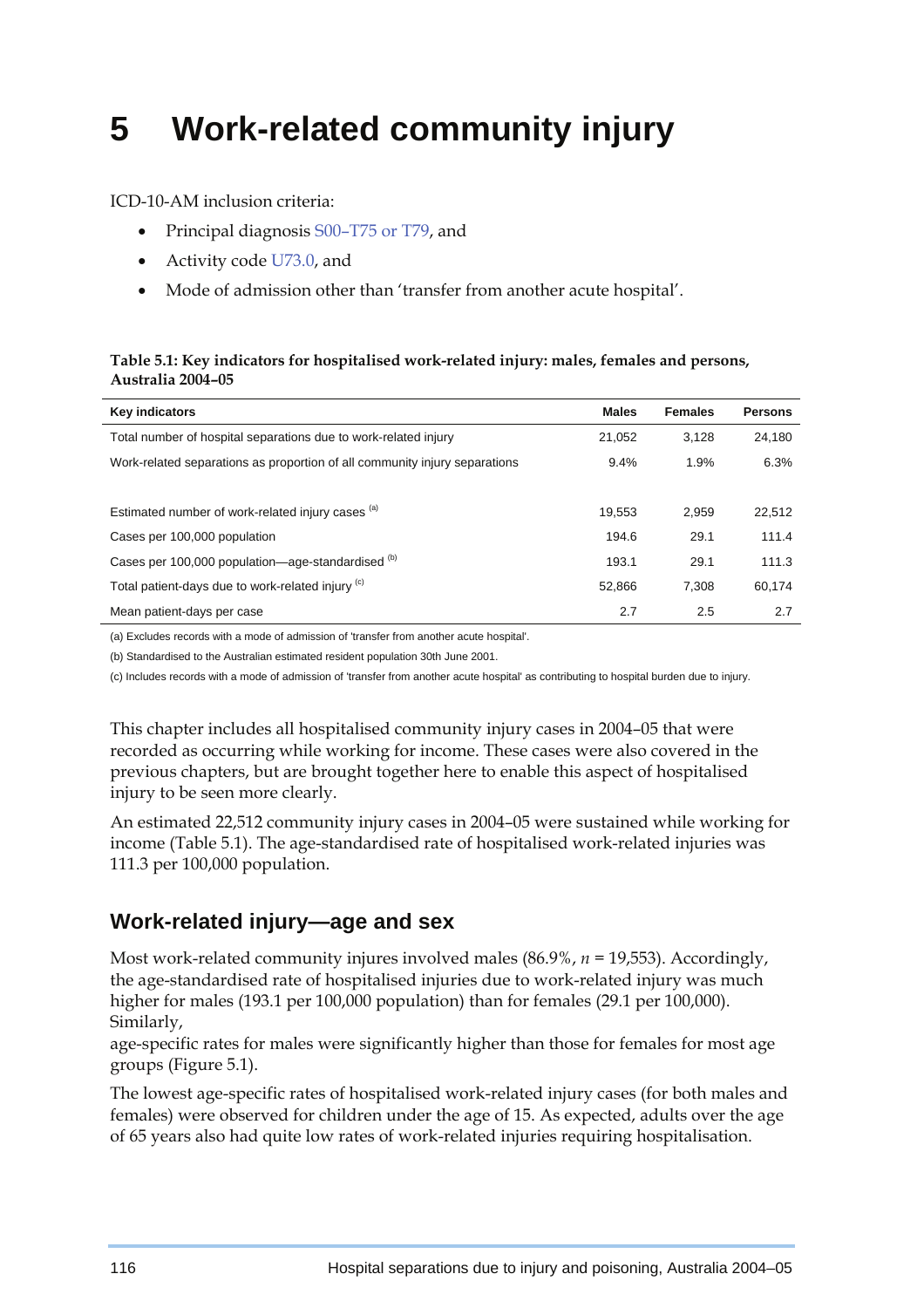# 5 Work-related community injury

ICD-10-AM inclusion criteria:

- Principal diagnosis S00–T75 or T79, and
- Activity code U73.0, and
- Mode of admission other than 'transfer from another acute hospital'.

**Table 5.1: Key indicators for hospitalised work-related injury: males, females and persons, Australia 2004–05**

| Key indicators | Males | Females | Persons |
|---|---|---|---|
| Total number of hospital separations due to work-related injury | 21,052 | 3,128 | 24,180 |
| Work-related separations as proportion of all community injury separations | 9.4% | 1.9% | 6.3% |
| Estimated number of work-related injury cases [(a)] | 19,553 | 2,959 | 22,512 |
| Cases per 100,000 population | 194.6 | 29.1 | 111.4 |
| Cases per 100,000 population—age-standardised [(b)] | 193.1 | 29.1 | 111.3 |
| Total patient-days due to work-related injury [(c)] | 52,866 | 7,308 | 60,174 |
| Mean patient-days per case | 2.7 | 2.5 | 2.7 |

(a) Excludes records with a mode of admission of 'transfer from another acute hospital'.

(b) Standardised to the Australian estimated resident population 30th June 2001.

(c) Includes records with a mode of admission of 'transfer from another acute hospital' as contributing to hospital burden due to injury.

This chapter includes all hospitalised community injury cases in 2004–05 that were recorded as occurring while working for income. These cases were also covered in the previous chapters, but are brought together here to enable this aspect of hospitalised injury to be seen more clearly.

An estimated 22,512 community injury cases in 2004–05 were sustained while working for income (Table 5.1). The age-standardised rate of hospitalised work-related injuries was 111.3 per 100,000 population.

## Work-related injury—age and sex

Most work-related community injures involved males (86.9%, $n$ = 19,553). Accordingly, the age-standardised rate of hospitalised injuries due to work-related injury was much higher for males (193.1 per 100,000 population) than for females (29.1 per 100,000). Similarly,
age-specific rates for males were significantly higher than those for females for most age groups (Figure 5.1).

The lowest age-specific rates of hospitalised work-related injury cases (for both males and females) were observed for children under the age of 15. As expected, adults over the age of 65 years also had quite low rates of work-related injuries requiring hospitalisation.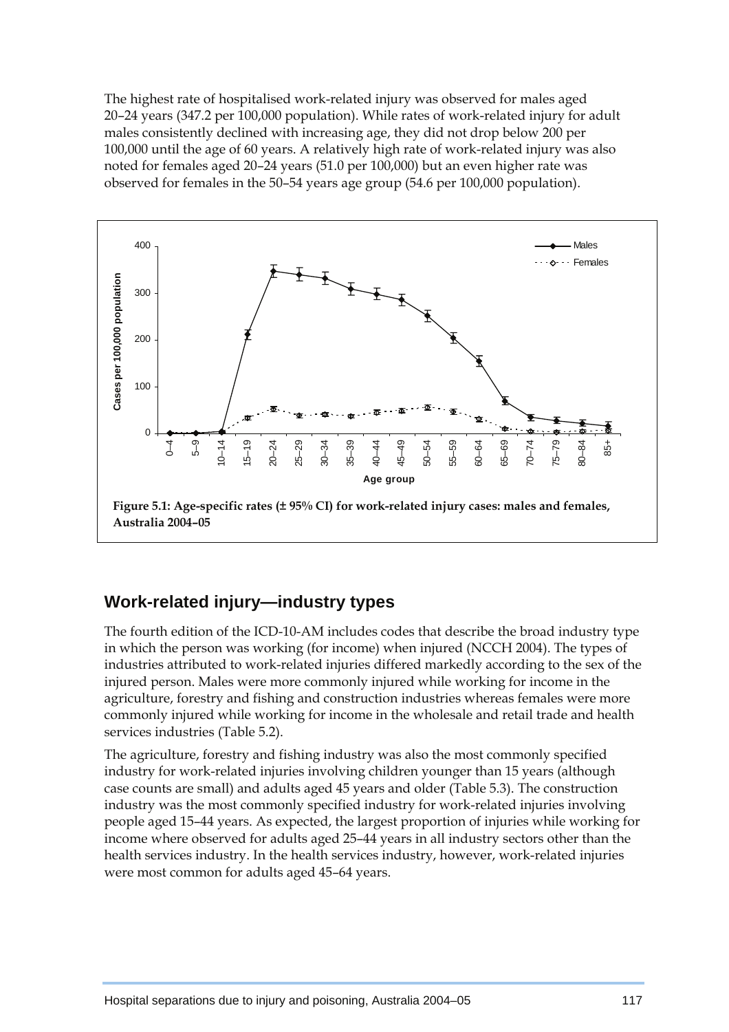The highest rate of hospitalised work-related injury was observed for males aged 20–24 years (347.2 per 100,000 population). While rates of work-related injury for adult males consistently declined with increasing age, they did not drop below 200 per 100,000 until the age of 60 years. A relatively high rate of work-related injury was also noted for females aged 20–24 years (51.0 per 100,000) but an even higher rate was observed for females in the 50–54 years age group (54.6 per 100,000 population).

**Figure 5.1: Age-specific rates (± 95% CI) for work-related injury cases: males and females, Australia 2004–05**

## Work-related injury—industry types

The fourth edition of the ICD-10-AM includes codes that describe the broad industry type in which the person was working (for income) when injured (NCCH 2004). The types of industries attributed to work-related injuries differed markedly according to the sex of the injured person. Males were more commonly injured while working for income in the agriculture, forestry and fishing and construction industries whereas females were more commonly injured while working for income in the wholesale and retail trade and health services industries (Table 5.2).

The agriculture, forestry and fishing industry was also the most commonly specified industry for work-related injuries involving children younger than 15 years (although case counts are small) and adults aged 45 years and older (Table 5.3). The construction industry was the most commonly specified industry for work-related injuries involving people aged 15–44 years. As expected, the largest proportion of injuries while working for income where observed for adults aged 25–44 years in all industry sectors other than the health services industry. In the health services industry, however, work-related injuries were most common for adults aged 45–64 years.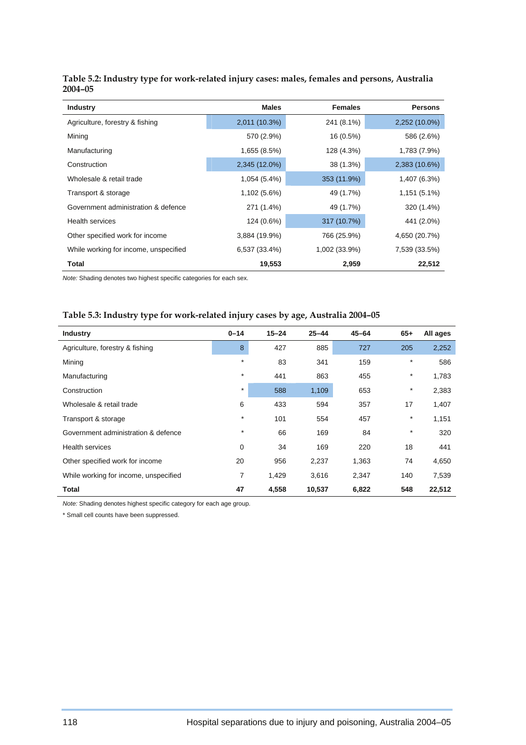**Table 5.2: Industry type for work-related injury cases: males, females and persons, Australia 2004–05**

| Industry | Males | Females | Persons |
|---|---|---|---|
| Agriculture, forestry & fishing | 2,011 (10.3%) | 241 (8.1%) | 2,252 (10.0%) |
| Mining | 570 (2.9%) | 16 (0.5%) | 586 (2.6%) |
| Manufacturing | 1,655 (8.5%) | 128 (4.3%) | 1,783 (7.9%) |
| Construction | 2,345 (12.0%) | 38 (1.3%) | 2,383 (10.6%) |
| Wholesale & retail trade | 1,054 (5.4%) | 353 (11.9%) | 1,407 (6.3%) |
| Transport & storage | 1,102 (5.6%) | 49 (1.7%) | 1,151 (5.1%) |
| Government administration & defence | 271 (1.4%) | 49 (1.7%) | 320 (1.4%) |
| Health services | 124 (0.6%) | 317 (10.7%) | 441 (2.0%) |
| Other specified work for income | 3,884 (19.9%) | 766 (25.9%) | 4,650 (20.7%) |
| While working for income, unspecified | 6,537 (33.4%) | 1,002 (33.9%) | 7,539 (33.5%) |
| **Total** | **19,553** | **2,959** | **22,512** |

*Note:* Shading denotes two highest specific categories for each sex.

**Table 5.3: Industry type for work-related injury cases by age, Australia 2004–05**

| Industry | 0–14 | 15–24 | 25–44 | 45–64 | 65+ | All ages |
|---|---|---|---|---|---|---|
| Agriculture, forestry & fishing | 8 | 427 | 885 | 727 | 205 | 2,252 |
| Mining | * | 83 | 341 | 159 | * | 586 |
| Manufacturing | * | 441 | 863 | 455 | * | 1,783 |
| Construction | * | 588 | 1,109 | 653 | * | 2,383 |
| Wholesale & retail trade | 6 | 433 | 594 | 357 | 17 | 1,407 |
| Transport & storage | * | 101 | 554 | 457 | * | 1,151 |
| Government administration & defence | * | 66 | 169 | 84 | * | 320 |
| Health services | 0 | 34 | 169 | 220 | 18 | 441 |
| Other specified work for income | 20 | 956 | 2,237 | 1,363 | 74 | 4,650 |
| While working for income, unspecified | 7 | 1,429 | 3,616 | 2,347 | 140 | 7,539 |
| **Total** | **47** | **4,558** | **10,537** | **6,822** | **548** | **22,512** |

*Note:* Shading denotes highest specific category for each age group.

\* Small cell counts have been suppressed.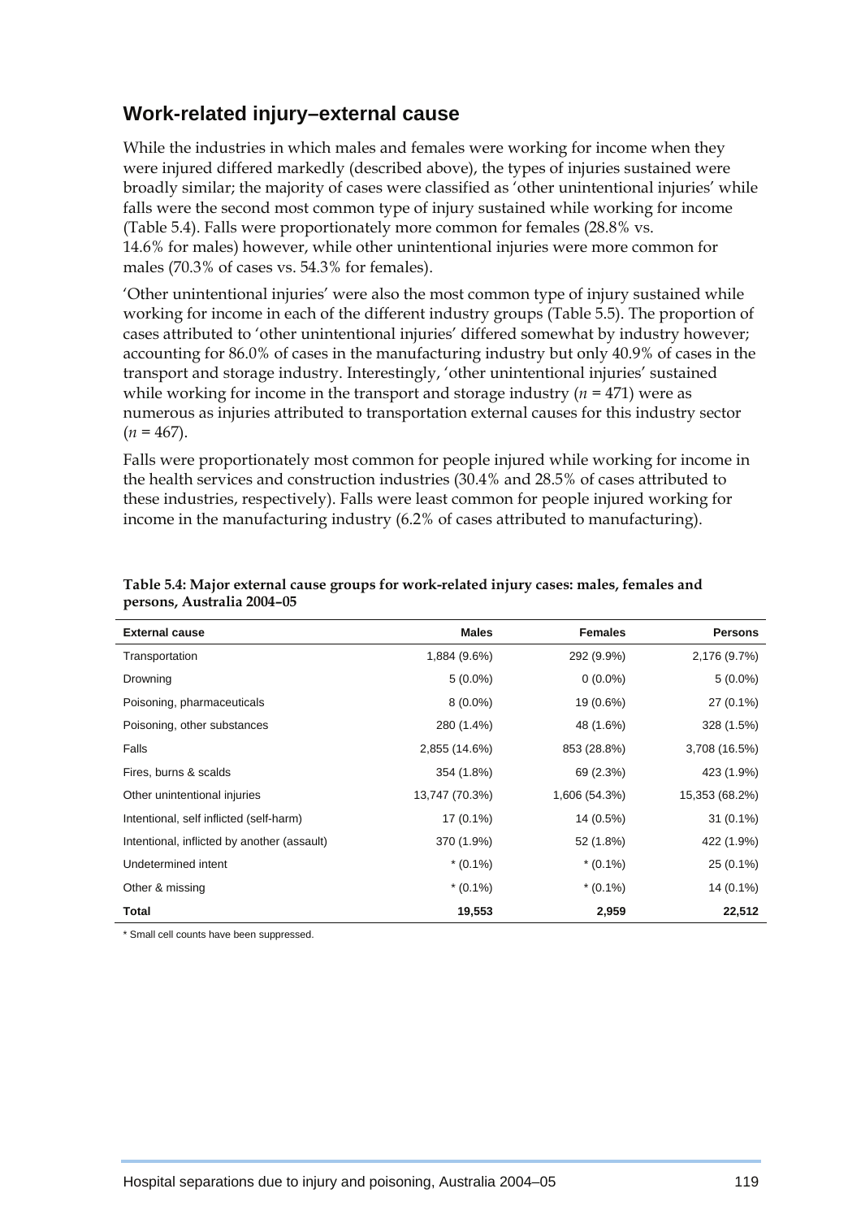## Work-related injury–external cause

While the industries in which males and females were working for income when they were injured differed markedly (described above), the types of injuries sustained were broadly similar; the majority of cases were classified as 'other unintentional injuries' while falls were the second most common type of injury sustained while working for income (Table 5.4). Falls were proportionately more common for females (28.8% vs. 14.6% for males) however, while other unintentional injuries were more common for males (70.3% of cases vs. 54.3% for females).

'Other unintentional injuries' were also the most common type of injury sustained while working for income in each of the different industry groups (Table 5.5). The proportion of cases attributed to 'other unintentional injuries' differed somewhat by industry however; accounting for 86.0% of cases in the manufacturing industry but only 40.9% of cases in the transport and storage industry. Interestingly, 'other unintentional injuries' sustained while working for income in the transport and storage industry ($n = 471$) were as numerous as injuries attributed to transportation external causes for this industry sector ($n = 467$).

Falls were proportionately most common for people injured while working for income in the health services and construction industries (30.4% and 28.5% of cases attributed to these industries, respectively). Falls were least common for people injured working for income in the manufacturing industry (6.2% of cases attributed to manufacturing).

**Table 5.4: Major external cause groups for work-related injury cases: males, females and persons, Australia 2004–05**

| External cause | Males | Females | Persons |
|---|---|---|---|
| Transportation | 1,884 (9.6%) | 292 (9.9%) | 2,176 (9.7%) |
| Drowning | 5 (0.0%) | 0 (0.0%) | 5 (0.0%) |
| Poisoning, pharmaceuticals | 8 (0.0%) | 19 (0.6%) | 27 (0.1%) |
| Poisoning, other substances | 280 (1.4%) | 48 (1.6%) | 328 (1.5%) |
| Falls | 2,855 (14.6%) | 853 (28.8%) | 3,708 (16.5%) |
| Fires, burns & scalds | 354 (1.8%) | 69 (2.3%) | 423 (1.9%) |
| Other unintentional injuries | 13,747 (70.3%) | 1,606 (54.3%) | 15,353 (68.2%) |
| Intentional, self inflicted (self-harm) | 17 (0.1%) | 14 (0.5%) | 31 (0.1%) |
| Intentional, inflicted by another (assault) | 370 (1.9%) | 52 (1.8%) | 422 (1.9%) |
| Undetermined intent | * (0.1%) | * (0.1%) | 25 (0.1%) |
| Other & missing | * (0.1%) | * (0.1%) | 14 (0.1%) |
| **Total** | **19,553** | **2,959** | **22,512** |

* Small cell counts have been suppressed.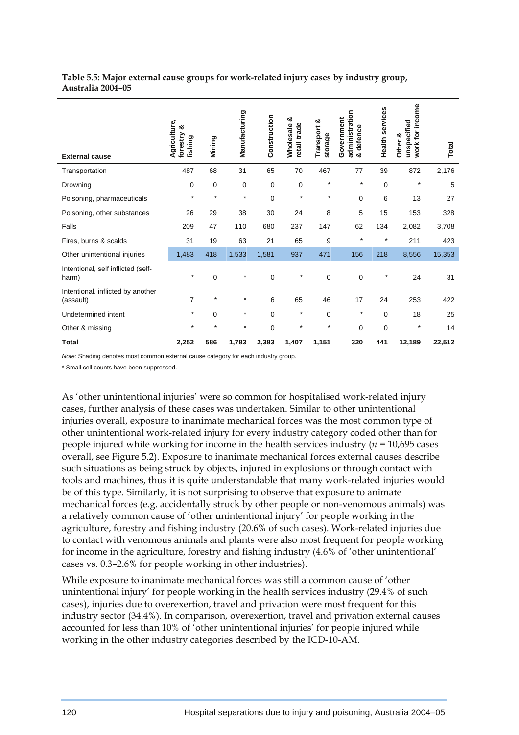**Table 5.5: Major external cause groups for work-related injury cases by industry group, Australia 2004–05**

| External cause | Agriculture, forestry & fishing | Mining | Manufacturing | Construction | Wholesale & retail trade | Transport & storage | Government administration & defence | Health services | Other & unspecified work for income | Total |
|---|---|---|---|---|---|---|---|---|---|---|
| Transportation | 487 | 68 | 31 | 65 | 70 | 467 | 77 | 39 | 872 | 2,176 |
| Drowning | 0 | 0 | 0 | 0 | 0 | * | * | 0 | * | 5 |
| Poisoning, pharmaceuticals | * | * | * | 0 | * | * | 0 | 6 | 13 | 27 |
| Poisoning, other substances | 26 | 29 | 38 | 30 | 24 | 8 | 5 | 15 | 153 | 328 |
| Falls | 209 | 47 | 110 | 680 | 237 | 147 | 62 | 134 | 2,082 | 3,708 |
| Fires, burns & scalds | 31 | 19 | 63 | 21 | 65 | 9 | * | * | 211 | 423 |
| Other unintentional injuries | 1,483 | 418 | 1,533 | 1,581 | 937 | 471 | 156 | 218 | 8,556 | 15,353 |
| Intentional, self inflicted (self-harm) | * | 0 | * | 0 | * | 0 | 0 | * | 24 | 31 |
| Intentional, inflicted by another (assault) | 7 | * | * | 6 | 65 | 46 | 17 | 24 | 253 | 422 |
| Undetermined intent | * | 0 | * | 0 | * | 0 | * | 0 | 18 | 25 |
| Other & missing | * | * | * | 0 | * | * | 0 | 0 | * | 14 |
| **Total** | **2,252** | **586** | **1,783** | **2,383** | **1,407** | **1,151** | **320** | **441** | **12,189** | **22,512** |

*Note:* Shading denotes most common external cause category for each industry group.

\* Small cell counts have been suppressed.

As 'other unintentional injuries' were so common for hospitalised work-related injury cases, further analysis of these cases was undertaken. Similar to other unintentional injuries overall, exposure to inanimate mechanical forces was the most common type of other unintentional work-related injury for every industry category coded other than for people injured while working for income in the health services industry ($n$ = 10,695 cases overall, see Figure 5.2). Exposure to inanimate mechanical forces external causes describe such situations as being struck by objects, injured in explosions or through contact with tools and machines, thus it is quite understandable that many work-related injuries would be of this type. Similarly, it is not surprising to observe that exposure to animate mechanical forces (e.g. accidentally struck by other people or non-venomous animals) was a relatively common cause of 'other unintentional injury' for people working in the agriculture, forestry and fishing industry (20.6% of such cases). Work-related injuries due to contact with venomous animals and plants were also most frequent for people working for income in the agriculture, forestry and fishing industry (4.6% of 'other unintentional' cases vs. 0.3–2.6% for people working in other industries).

While exposure to inanimate mechanical forces was still a common cause of 'other unintentional injury' for people working in the health services industry (29.4% of such cases), injuries due to overexertion, travel and privation were most frequent for this industry sector (34.4%). In comparison, overexertion, travel and privation external causes accounted for less than 10% of 'other unintentional injuries' for people injured while working in the other industry categories described by the ICD-10-AM.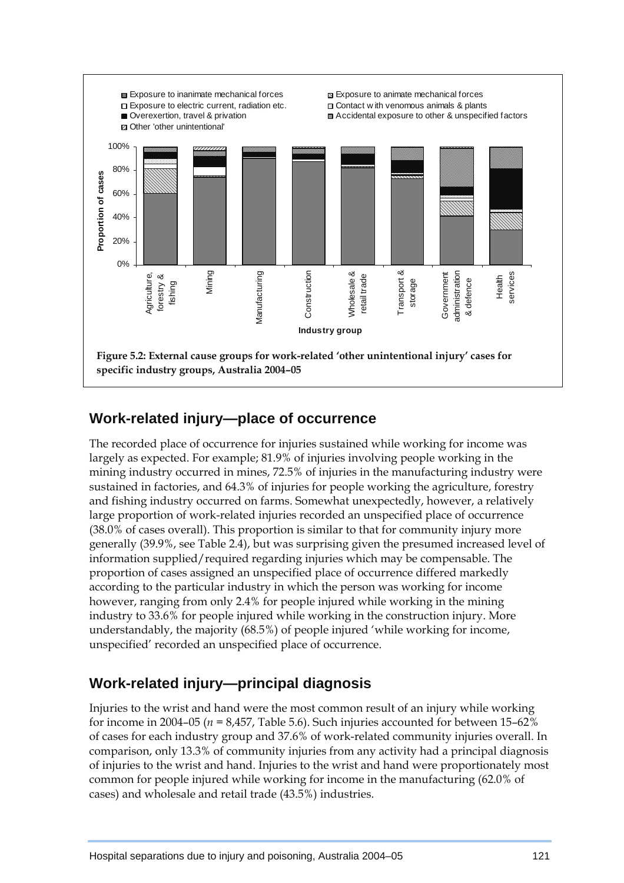**Figure 5.2: External cause groups for work-related 'other unintentional injury' cases for specific industry groups, Australia 2004–05**

## Work-related injury—place of occurrence

The recorded place of occurrence for injuries sustained while working for income was largely as expected. For example; 81.9% of injuries involving people working in the mining industry occurred in mines, 72.5% of injuries in the manufacturing industry were sustained in factories, and 64.3% of injuries for people working the agriculture, forestry and fishing industry occurred on farms. Somewhat unexpectedly, however, a relatively large proportion of work-related injuries recorded an unspecified place of occurrence (38.0% of cases overall). This proportion is similar to that for community injury more generally (39.9%, see Table 2.4), but was surprising given the presumed increased level of information supplied/required regarding injuries which may be compensable. The proportion of cases assigned an unspecified place of occurrence differed markedly according to the particular industry in which the person was working for income however, ranging from only 2.4% for people injured while working in the mining industry to 33.6% for people injured while working in the construction injury. More understandably, the majority (68.5%) of people injured 'while working for income, unspecified' recorded an unspecified place of occurrence.

## Work-related injury—principal diagnosis

Injuries to the wrist and hand were the most common result of an injury while working for income in 2004–05 ($n$ = 8,457, Table 5.6). Such injuries accounted for between 15–62% of cases for each industry group and 37.6% of work-related community injuries overall. In comparison, only 13.3% of community injuries from any activity had a principal diagnosis of injuries to the wrist and hand. Injuries to the wrist and hand were proportionately most common for people injured while working for income in the manufacturing (62.0% of cases) and wholesale and retail trade (43.5%) industries.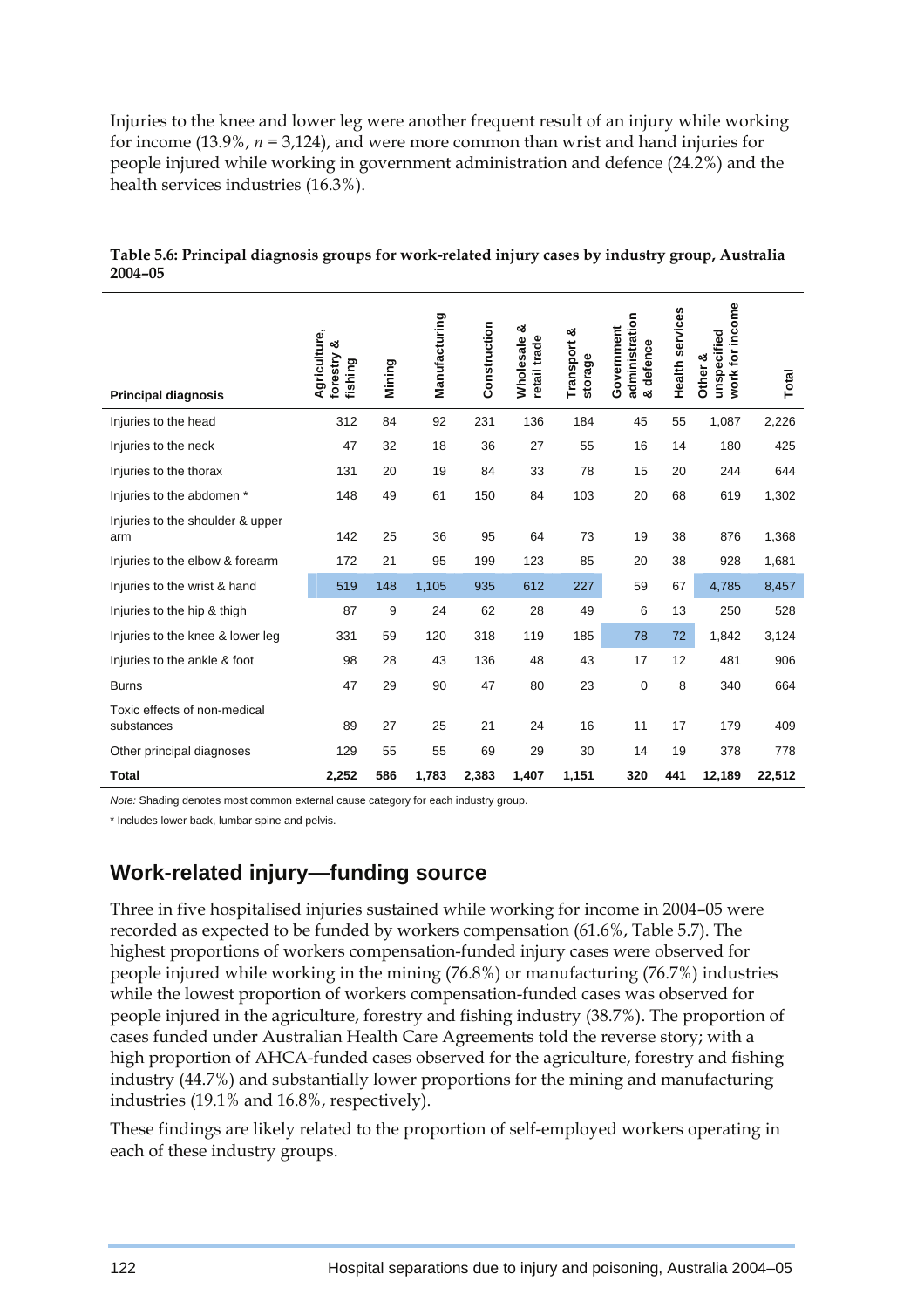Injuries to the knee and lower leg were another frequent result of an injury while working for income (13.9%, *n* = 3,124), and were more common than wrist and hand injuries for people injured while working in government administration and defence (24.2%) and the health services industries (16.3%).

**Table 5.6: Principal diagnosis groups for work-related injury cases by industry group, Australia 2004–05**

| Principal diagnosis | Agriculture, forestry & fishing | Mining | Manufacturing | Construction | Wholesale & retail trade | Transport & storage | Government administration & defence | Health services | Other & unspecified work for income | Total |
|---|---|---|---|---|---|---|---|---|---|---|
| Injuries to the head | 312 | 84 | 92 | 231 | 136 | 184 | 45 | 55 | 1,087 | 2,226 |
| Injuries to the neck | 47 | 32 | 18 | 36 | 27 | 55 | 16 | 14 | 180 | 425 |
| Injuries to the thorax | 131 | 20 | 19 | 84 | 33 | 78 | 15 | 20 | 244 | 644 |
| Injuries to the abdomen * | 148 | 49 | 61 | 150 | 84 | 103 | 20 | 68 | 619 | 1,302 |
| Injuries to the shoulder & upper arm | 142 | 25 | 36 | 95 | 64 | 73 | 19 | 38 | 876 | 1,368 |
| Injuries to the elbow & forearm | 172 | 21 | 95 | 199 | 123 | 85 | 20 | 38 | 928 | 1,681 |
| Injuries to the wrist & hand | 519 | 148 | 1,105 | 935 | 612 | 227 | 59 | 67 | 4,785 | 8,457 |
| Injuries to the hip & thigh | 87 | 9 | 24 | 62 | 28 | 49 | 6 | 13 | 250 | 528 |
| Injuries to the knee & lower leg | 331 | 59 | 120 | 318 | 119 | 185 | 78 | 72 | 1,842 | 3,124 |
| Injuries to the ankle & foot | 98 | 28 | 43 | 136 | 48 | 43 | 17 | 12 | 481 | 906 |
| Burns | 47 | 29 | 90 | 47 | 80 | 23 | 0 | 8 | 340 | 664 |
| Toxic effects of non-medical substances | 89 | 27 | 25 | 21 | 24 | 16 | 11 | 17 | 179 | 409 |
| Other principal diagnoses | 129 | 55 | 55 | 69 | 29 | 30 | 14 | 19 | 378 | 778 |
| **Total** | **2,252** | **586** | **1,783** | **2,383** | **1,407** | **1,151** | **320** | **441** | **12,189** | **22,512** |

*Note:* Shading denotes most common external cause category for each industry group.

\* Includes lower back, lumbar spine and pelvis.

## Work-related injury—funding source

Three in five hospitalised injuries sustained while working for income in 2004–05 were recorded as expected to be funded by workers compensation (61.6%, Table 5.7). The highest proportions of workers compensation-funded injury cases were observed for people injured while working in the mining (76.8%) or manufacturing (76.7%) industries while the lowest proportion of workers compensation-funded cases was observed for people injured in the agriculture, forestry and fishing industry (38.7%). The proportion of cases funded under Australian Health Care Agreements told the reverse story; with a high proportion of AHCA-funded cases observed for the agriculture, forestry and fishing industry (44.7%) and substantially lower proportions for the mining and manufacturing industries (19.1% and 16.8%, respectively).

These findings are likely related to the proportion of self-employed workers operating in each of these industry groups.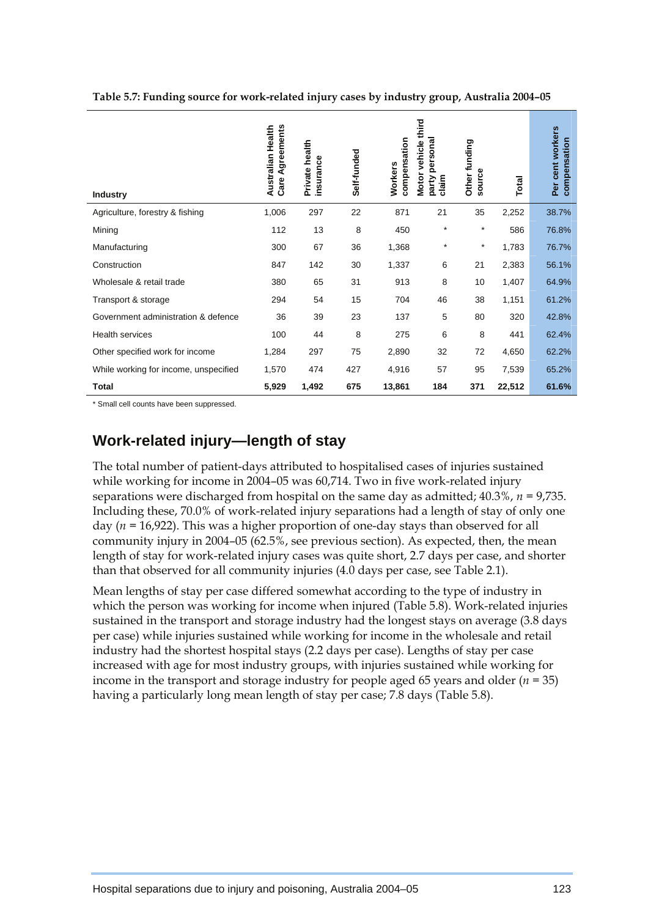**Table 5.7: Funding source for work-related injury cases by industry group, Australia 2004–05**

| Industry | Australian Health Care Agreements | Private health insurance | Self-funded | Workers compensation | Motor vehicle third party personal claim | Other funding source | Total | Per cent workers compensation |
|---|---|---|---|---|---|---|---|---|
| Agriculture, forestry & fishing | 1,006 | 297 | 22 | 871 | 21 | 35 | 2,252 | 38.7% |
| Mining | 112 | 13 | 8 | 450 | * | * | 586 | 76.8% |
| Manufacturing | 300 | 67 | 36 | 1,368 | * | * | 1,783 | 76.7% |
| Construction | 847 | 142 | 30 | 1,337 | 6 | 21 | 2,383 | 56.1% |
| Wholesale & retail trade | 380 | 65 | 31 | 913 | 8 | 10 | 1,407 | 64.9% |
| Transport & storage | 294 | 54 | 15 | 704 | 46 | 38 | 1,151 | 61.2% |
| Government administration & defence | 36 | 39 | 23 | 137 | 5 | 80 | 320 | 42.8% |
| Health services | 100 | 44 | 8 | 275 | 6 | 8 | 441 | 62.4% |
| Other specified work for income | 1,284 | 297 | 75 | 2,890 | 32 | 72 | 4,650 | 62.2% |
| While working for income, unspecified | 1,570 | 474 | 427 | 4,916 | 57 | 95 | 7,539 | 65.2% |
| **Total** | **5,929** | **1,492** | **675** | **13,861** | **184** | **371** | **22,512** | **61.6%** |

* Small cell counts have been suppressed.

## Work-related injury—length of stay

The total number of patient-days attributed to hospitalised cases of injuries sustained while working for income in 2004–05 was 60,714. Two in five work-related injury separations were discharged from hospital on the same day as admitted; 40.3%, $n = 9{,}735$. Including these, 70.0% of work-related injury separations had a length of stay of only one day ($n = 16{,}922$). This was a higher proportion of one-day stays than observed for all community injury in 2004–05 (62.5%, see previous section). As expected, then, the mean length of stay for work-related injury cases was quite short, 2.7 days per case, and shorter than that observed for all community injuries (4.0 days per case, see Table 2.1).

Mean lengths of stay per case differed somewhat according to the type of industry in which the person was working for income when injured (Table 5.8). Work-related injuries sustained in the transport and storage industry had the longest stays on average (3.8 days per case) while injuries sustained while working for income in the wholesale and retail industry had the shortest hospital stays (2.2 days per case). Lengths of stay per case increased with age for most industry groups, with injuries sustained while working for income in the transport and storage industry for people aged 65 years and older ($n = 35$) having a particularly long mean length of stay per case; 7.8 days (Table 5.8).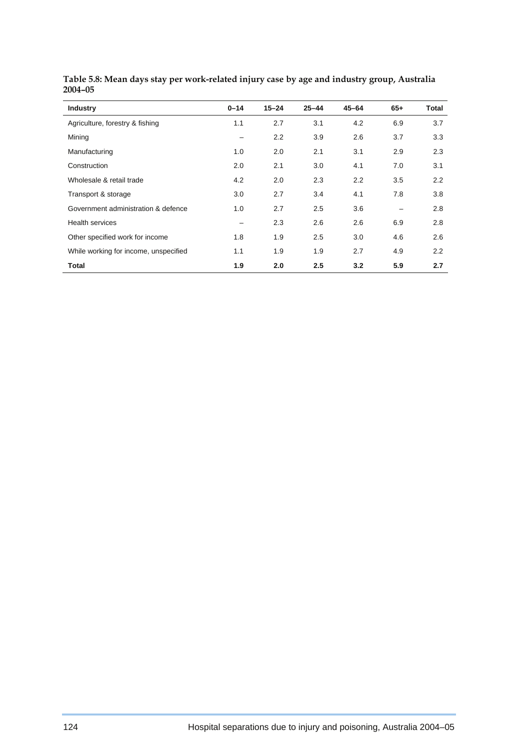**Table 5.8: Mean days stay per work-related injury case by age and industry group, Australia 2004–05**

| Industry | 0–14 | 15–24 | 25–44 | 45–64 | 65+ | Total |
|---|---|---|---|---|---|---|
| Agriculture, forestry & fishing | 1.1 | 2.7 | 3.1 | 4.2 | 6.9 | 3.7 |
| Mining | – | 2.2 | 3.9 | 2.6 | 3.7 | 3.3 |
| Manufacturing | 1.0 | 2.0 | 2.1 | 3.1 | 2.9 | 2.3 |
| Construction | 2.0 | 2.1 | 3.0 | 4.1 | 7.0 | 3.1 |
| Wholesale & retail trade | 4.2 | 2.0 | 2.3 | 2.2 | 3.5 | 2.2 |
| Transport & storage | 3.0 | 2.7 | 3.4 | 4.1 | 7.8 | 3.8 |
| Government administration & defence | 1.0 | 2.7 | 2.5 | 3.6 | – | 2.8 |
| Health services | – | 2.3 | 2.6 | 2.6 | 6.9 | 2.8 |
| Other specified work for income | 1.8 | 1.9 | 2.5 | 3.0 | 4.6 | 2.6 |
| While working for income, unspecified | 1.1 | 1.9 | 1.9 | 2.7 | 4.9 | 2.2 |
| **Total** | **1.9** | **2.0** | **2.5** | **3.2** | **5.9** | **2.7** |